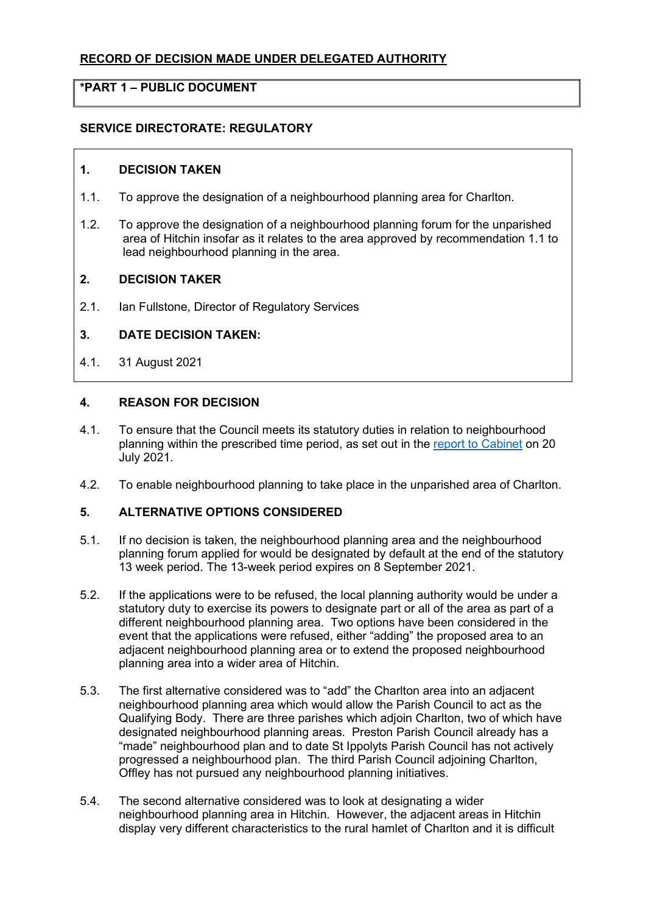**RECORD OF DECISION MADE UNDER DELEGATED AUTHORITY**

**\*PART 1 – PUBLIC DOCUMENT**

**SERVICE DIRECTORATE: REGULATORY**

**1. DECISION TAKEN**

1.1. To approve the designation of a neighbourhood planning area for Charlton.

1.2. To approve the designation of a neighbourhood planning forum for the unparished area of Hitchin insofar as it relates to the area approved by recommendation 1.1 to lead neighbourhood planning in the area.

**2. DECISION TAKER**

2.1. Ian Fullstone, Director of Regulatory Services

**3. DATE DECISION TAKEN:**

4.1. 31 August 2021

**4. REASON FOR DECISION**

4.1. To ensure that the Council meets its statutory duties in relation to neighbourhood planning within the prescribed time period, as set out in the report to Cabinet on 20 July 2021.

4.2. To enable neighbourhood planning to take place in the unparished area of Charlton.

**5. ALTERNATIVE OPTIONS CONSIDERED**

5.1. If no decision is taken, the neighbourhood planning area and the neighbourhood planning forum applied for would be designated by default at the end of the statutory 13 week period. The 13-week period expires on 8 September 2021.

5.2. If the applications were to be refused, the local planning authority would be under a statutory duty to exercise its powers to designate part or all of the area as part of a different neighbourhood planning area. Two options have been considered in the event that the applications were refused, either "adding" the proposed area to an adjacent neighbourhood planning area or to extend the proposed neighbourhood planning area into a wider area of Hitchin.

5.3. The first alternative considered was to "add" the Charlton area into an adjacent neighbourhood planning area which would allow the Parish Council to act as the Qualifying Body. There are three parishes which adjoin Charlton, two of which have designated neighbourhood planning areas. Preston Parish Council already has a "made" neighbourhood plan and to date St Ippolyts Parish Council has not actively progressed a neighbourhood plan. The third Parish Council adjoining Charlton, Offley has not pursued any neighbourhood planning initiatives.

5.4. The second alternative considered was to look at designating a wider neighbourhood planning area in Hitchin. However, the adjacent areas in Hitchin display very different characteristics to the rural hamlet of Charlton and it is difficult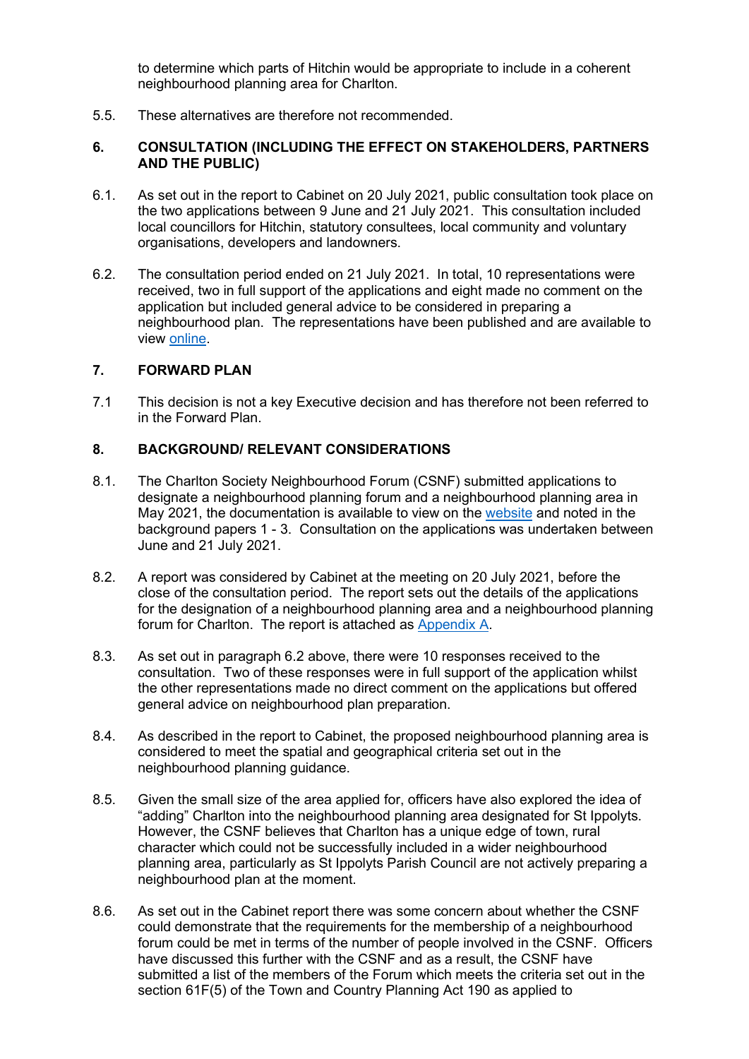to determine which parts of Hitchin would be appropriate to include in a coherent neighbourhood planning area for Charlton.

5.5. These alternatives are therefore not recommended.

## 6. CONSULTATION (INCLUDING THE EFFECT ON STAKEHOLDERS, PARTNERS AND THE PUBLIC)

6.1. As set out in the report to Cabinet on 20 July 2021, public consultation took place on the two applications between 9 June and 21 July 2021. This consultation included local councillors for Hitchin, statutory consultees, local community and voluntary organisations, developers and landowners.

6.2. The consultation period ended on 21 July 2021. In total, 10 representations were received, two in full support of the applications and eight made no comment on the application but included general advice to be considered in preparing a neighbourhood plan. The representations have been published and are available to view online.

## 7. FORWARD PLAN

7.1 This decision is not a key Executive decision and has therefore not been referred to in the Forward Plan.

## 8. BACKGROUND/ RELEVANT CONSIDERATIONS

8.1. The Charlton Society Neighbourhood Forum (CSNF) submitted applications to designate a neighbourhood planning forum and a neighbourhood planning area in May 2021, the documentation is available to view on the website and noted in the background papers 1 - 3. Consultation on the applications was undertaken between June and 21 July 2021.

8.2. A report was considered by Cabinet at the meeting on 20 July 2021, before the close of the consultation period. The report sets out the details of the applications for the designation of a neighbourhood planning area and a neighbourhood planning forum for Charlton. The report is attached as Appendix A.

8.3. As set out in paragraph 6.2 above, there were 10 responses received to the consultation. Two of these responses were in full support of the application whilst the other representations made no direct comment on the applications but offered general advice on neighbourhood plan preparation.

8.4. As described in the report to Cabinet, the proposed neighbourhood planning area is considered to meet the spatial and geographical criteria set out in the neighbourhood planning guidance.

8.5. Given the small size of the area applied for, officers have also explored the idea of "adding" Charlton into the neighbourhood planning area designated for St Ippolyts. However, the CSNF believes that Charlton has a unique edge of town, rural character which could not be successfully included in a wider neighbourhood planning area, particularly as St Ippolyts Parish Council are not actively preparing a neighbourhood plan at the moment.

8.6. As set out in the Cabinet report there was some concern about whether the CSNF could demonstrate that the requirements for the membership of a neighbourhood forum could be met in terms of the number of people involved in the CSNF. Officers have discussed this further with the CSNF and as a result, the CSNF have submitted a list of the members of the Forum which meets the criteria set out in the section 61F(5) of the Town and Country Planning Act 190 as applied to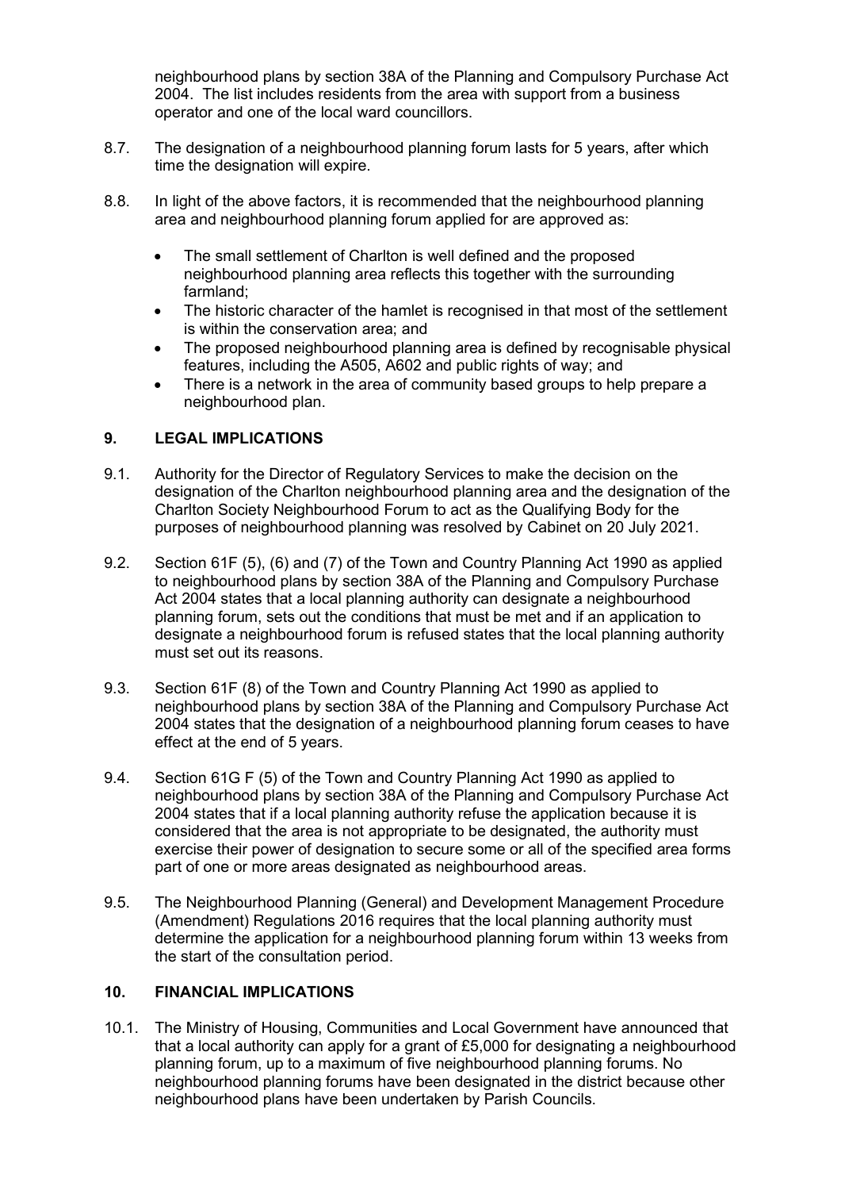neighbourhood plans by section 38A of the Planning and Compulsory Purchase Act 2004. The list includes residents from the area with support from a business operator and one of the local ward councillors.

8.7. The designation of a neighbourhood planning forum lasts for 5 years, after which time the designation will expire.

8.8. In light of the above factors, it is recommended that the neighbourhood planning area and neighbourhood planning forum applied for are approved as:

- The small settlement of Charlton is well defined and the proposed neighbourhood planning area reflects this together with the surrounding farmland;
- The historic character of the hamlet is recognised in that most of the settlement is within the conservation area; and
- The proposed neighbourhood planning area is defined by recognisable physical features, including the A505, A602 and public rights of way; and
- There is a network in the area of community based groups to help prepare a neighbourhood plan.

## 9. LEGAL IMPLICATIONS

9.1. Authority for the Director of Regulatory Services to make the decision on the designation of the Charlton neighbourhood planning area and the designation of the Charlton Society Neighbourhood Forum to act as the Qualifying Body for the purposes of neighbourhood planning was resolved by Cabinet on 20 July 2021.

9.2. Section 61F (5), (6) and (7) of the Town and Country Planning Act 1990 as applied to neighbourhood plans by section 38A of the Planning and Compulsory Purchase Act 2004 states that a local planning authority can designate a neighbourhood planning forum, sets out the conditions that must be met and if an application to designate a neighbourhood forum is refused states that the local planning authority must set out its reasons.

9.3. Section 61F (8) of the Town and Country Planning Act 1990 as applied to neighbourhood plans by section 38A of the Planning and Compulsory Purchase Act 2004 states that the designation of a neighbourhood planning forum ceases to have effect at the end of 5 years.

9.4. Section 61G F (5) of the Town and Country Planning Act 1990 as applied to neighbourhood plans by section 38A of the Planning and Compulsory Purchase Act 2004 states that if a local planning authority refuse the application because it is considered that the area is not appropriate to be designated, the authority must exercise their power of designation to secure some or all of the specified area forms part of one or more areas designated as neighbourhood areas.

9.5. The Neighbourhood Planning (General) and Development Management Procedure (Amendment) Regulations 2016 requires that the local planning authority must determine the application for a neighbourhood planning forum within 13 weeks from the start of the consultation period.

## 10. FINANCIAL IMPLICATIONS

10.1. The Ministry of Housing, Communities and Local Government have announced that that a local authority can apply for a grant of £5,000 for designating a neighbourhood planning forum, up to a maximum of five neighbourhood planning forums. No neighbourhood planning forums have been designated in the district because other neighbourhood plans have been undertaken by Parish Councils.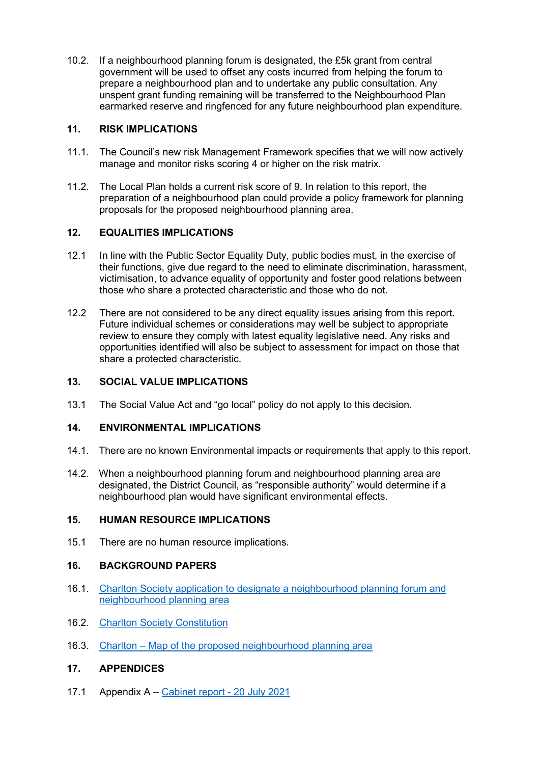10.2. If a neighbourhood planning forum is designated, the £5k grant from central government will be used to offset any costs incurred from helping the forum to prepare a neighbourhood plan and to undertake any public consultation. Any unspent grant funding remaining will be transferred to the Neighbourhood Plan earmarked reserve and ringfenced for any future neighbourhood plan expenditure.

## 11. RISK IMPLICATIONS

11.1. The Council's new risk Management Framework specifies that we will now actively manage and monitor risks scoring 4 or higher on the risk matrix.

11.2. The Local Plan holds a current risk score of 9. In relation to this report, the preparation of a neighbourhood plan could provide a policy framework for planning proposals for the proposed neighbourhood planning area.

## 12. EQUALITIES IMPLICATIONS

12.1 In line with the Public Sector Equality Duty, public bodies must, in the exercise of their functions, give due regard to the need to eliminate discrimination, harassment, victimisation, to advance equality of opportunity and foster good relations between those who share a protected characteristic and those who do not.

12.2 There are not considered to be any direct equality issues arising from this report. Future individual schemes or considerations may well be subject to appropriate review to ensure they comply with latest equality legislative need. Any risks and opportunities identified will also be subject to assessment for impact on those that share a protected characteristic.

## 13. SOCIAL VALUE IMPLICATIONS

13.1 The Social Value Act and "go local" policy do not apply to this decision.

## 14. ENVIRONMENTAL IMPLICATIONS

14.1. There are no known Environmental impacts or requirements that apply to this report.

14.2. When a neighbourhood planning forum and neighbourhood planning area are designated, the District Council, as "responsible authority" would determine if a neighbourhood plan would have significant environmental effects.

## 15. HUMAN RESOURCE IMPLICATIONS

15.1 There are no human resource implications.

## 16. BACKGROUND PAPERS

16.1. Charlton Society application to designate a neighbourhood planning forum and neighbourhood planning area

16.2. Charlton Society Constitution

16.3. Charlton – Map of the proposed neighbourhood planning area

## 17. APPENDICES

17.1 Appendix A – Cabinet report - 20 July 2021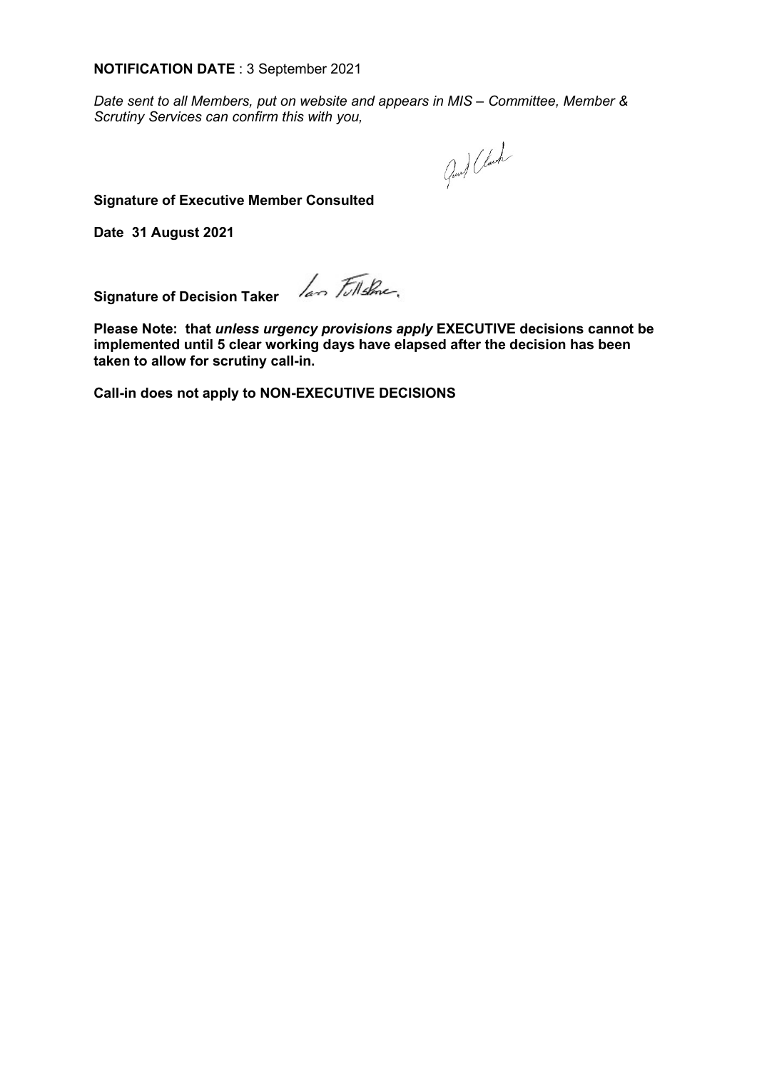**NOTIFICATION DATE** : 3 September 2021

*Date sent to all Members, put on website and appears in MIS – Committee, Member & Scrutiny Services can confirm this with you,*

**Signature of Executive Member Consulted**

**Date 31 August 2021**

**Signature of Decision Taker**

**Please Note: that *unless urgency provisions apply* EXECUTIVE decisions cannot be implemented until 5 clear working days have elapsed after the decision has been taken to allow for scrutiny call-in.**

**Call-in does not apply to NON-EXECUTIVE DECISIONS**